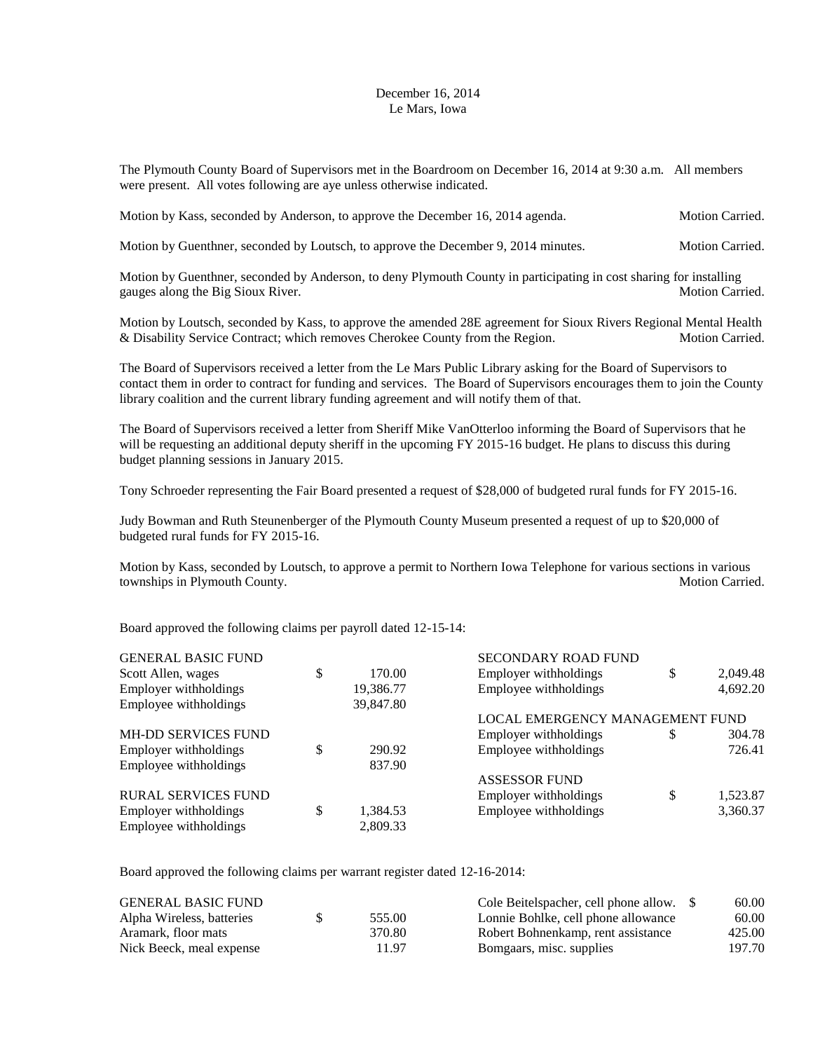December 16, 2014
Le Mars, Iowa

The Plymouth County Board of Supervisors met in the Boardroom on December 16, 2014 at 9:30 a.m. All members were present. All votes following are aye unless otherwise indicated.

Motion by Kass, seconded by Anderson, to approve the December 16, 2014 agenda. Motion Carried.

Motion by Guenthner, seconded by Loutsch, to approve the December 9, 2014 minutes. Motion Carried.

Motion by Guenthner, seconded by Anderson, to deny Plymouth County in participating in cost sharing for installing gauges along the Big Sioux River. Motion Carried.

Motion by Loutsch, seconded by Kass, to approve the amended 28E agreement for Sioux Rivers Regional Mental Health & Disability Service Contract; which removes Cherokee County from the Region. Motion Carried.

The Board of Supervisors received a letter from the Le Mars Public Library asking for the Board of Supervisors to contact them in order to contract for funding and services. The Board of Supervisors encourages them to join the County library coalition and the current library funding agreement and will notify them of that.

The Board of Supervisors received a letter from Sheriff Mike VanOtterloo informing the Board of Supervisors that he will be requesting an additional deputy sheriff in the upcoming FY 2015-16 budget. He plans to discuss this during budget planning sessions in January 2015.

Tony Schroeder representing the Fair Board presented a request of $28,000 of budgeted rural funds for FY 2015-16.

Judy Bowman and Ruth Steunenberger of the Plymouth County Museum presented a request of up to $20,000 of budgeted rural funds for FY 2015-16.

Motion by Kass, seconded by Loutsch, to approve a permit to Northern Iowa Telephone for various sections in various townships in Plymouth County. Motion Carried.

Board approved the following claims per payroll dated 12-15-14:

| | |
|---|---|
| GENERAL BASIC FUND | |
| Scott Allen, wages | $ 170.00 |
| Employer withholdings | 19,386.77 |
| Employee withholdings | 39,847.80 |
| MH-DD SERVICES FUND | |
| Employer withholdings | $ 290.92 |
| Employee withholdings | 837.90 |
| RURAL SERVICES FUND | |
| Employer withholdings | $ 1,384.53 |
| Employee withholdings | 2,809.33 |
| SECONDARY ROAD FUND | |
| Employer withholdings | $ 2,049.48 |
| Employee withholdings | 4,692.20 |
| LOCAL EMERGENCY MANAGEMENT FUND | |
| Employer withholdings | $ 304.78 |
| Employee withholdings | 726.41 |
| ASSESSOR FUND | |
| Employer withholdings | $ 1,523.87 |
| Employee withholdings | 3,360.37 |

Board approved the following claims per warrant register dated 12-16-2014:

| | |
|---|---|
| GENERAL BASIC FUND | |
| Alpha Wireless, batteries | $ 555.00 |
| Aramark, floor mats | 370.80 |
| Nick Beeck, meal expense | 11.97 |
| Cole Beitelspacher, cell phone allow. | $ 60.00 |
| Lonnie Bohlke, cell phone allowance | 60.00 |
| Robert Bohnenkamp, rent assistance | 425.00 |
| Bomgaars, misc. supplies | 197.70 |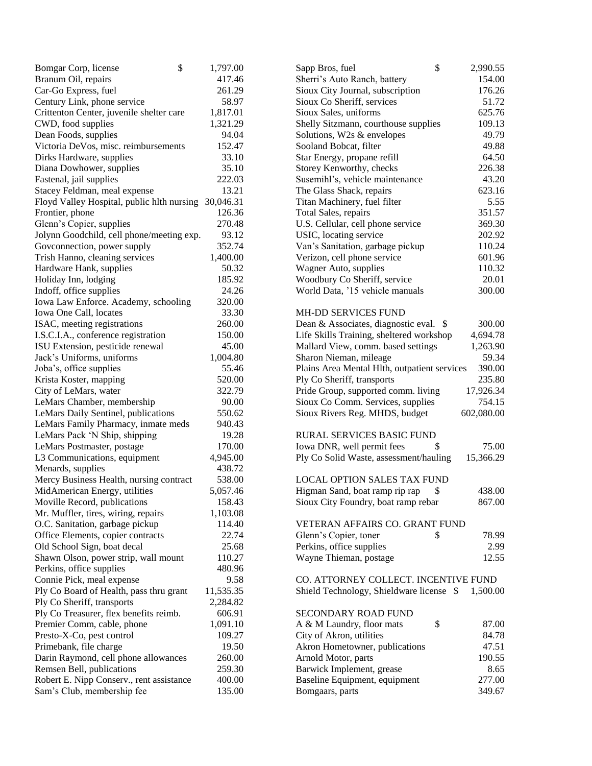| | |
|---|---|
| Bomgar Corp, license | $ 1,797.00 |
| Branum Oil, repairs | 417.46 |
| Car-Go Express, fuel | 261.29 |
| Century Link, phone service | 58.97 |
| Crittenton Center, juvenile shelter care | 1,817.01 |
| CWD, food supplies | 1,321.29 |
| Dean Foods, supplies | 94.04 |
| Victoria DeVos, misc. reimbursements | 152.47 |
| Dirks Hardware, supplies | 33.10 |
| Diana Dowhower, supplies | 35.10 |
| Fastenal, jail supplies | 222.03 |
| Stacey Feldman, meal expense | 13.21 |
| Floyd Valley Hospital, public hlth nursing | 30,046.31 |
| Frontier, phone | 126.36 |
| Glenn's Copier, supplies | 270.48 |
| Jolynn Goodchild, cell phone/meeting exp. | 93.12 |
| Govconnection, power supply | 352.74 |
| Trish Hanno, cleaning services | 1,400.00 |
| Hardware Hank, supplies | 50.32 |
| Holiday Inn, lodging | 185.92 |
| Indoff, office supplies | 24.26 |
| Iowa Law Enforce. Academy, schooling | 320.00 |
| Iowa One Call, locates | 33.30 |
| ISAC, meeting registrations | 260.00 |
| I.S.C.I.A., conference registration | 150.00 |
| ISU Extension, pesticide renewal | 45.00 |
| Jack's Uniforms, uniforms | 1,004.80 |
| Joba's, office supplies | 55.46 |
| Krista Koster, mapping | 520.00 |
| City of LeMars, water | 322.79 |
| LeMars Chamber, membership | 90.00 |
| LeMars Daily Sentinel, publications | 550.62 |
| LeMars Family Pharmacy, inmate meds | 940.43 |
| LeMars Pack 'N Ship, shipping | 19.28 |
| LeMars Postmaster, postage | 170.00 |
| L3 Communications, equipment | 4,945.00 |
| Menards, supplies | 438.72 |
| Mercy Business Health, nursing contract | 538.00 |
| MidAmerican Energy, utilities | 5,057.46 |
| Moville Record, publications | 158.43 |
| Mr. Muffler, tires, wiring, repairs | 1,103.08 |
| O.C. Sanitation, garbage pickup | 114.40 |
| Office Elements, copier contracts | 22.74 |
| Old School Sign, boat decal | 25.68 |
| Shawn Olson, power strip, wall mount | 110.27 |
| Perkins, office supplies | 480.96 |
| Connie Pick, meal expense | 9.58 |
| Ply Co Board of Health, pass thru grant | 11,535.35 |
| Ply Co Sheriff, transports | 2,284.82 |
| Ply Co Treasurer, flex benefits reimb. | 606.91 |
| Premier Comm, cable, phone | 1,091.10 |
| Presto-X-Co, pest control | 109.27 |
| Primebank, file charge | 19.50 |
| Darin Raymond, cell phone allowances | 260.00 |
| Remsen Bell, publications | 259.30 |
| Robert E. Nipp Conserv., rent assistance | 400.00 |
| Sam's Club, membership fee | 135.00 |
| Sapp Bros, fuel | $ 2,990.55 |
| Sherri's Auto Ranch, battery | 154.00 |
| Sioux City Journal, subscription | 176.26 |
| Sioux Co Sheriff, services | 51.72 |
| Sioux Sales, uniforms | 625.76 |
| Shelly Sitzmann, courthouse supplies | 109.13 |
| Solutions, W2s & envelopes | 49.79 |
| Sooland Bobcat, filter | 49.88 |
| Star Energy, propane refill | 64.50 |
| Storey Kenworthy, checks | 226.38 |
| Susemihl's, vehicle maintenance | 43.20 |
| The Glass Shack, repairs | 623.16 |
| Titan Machinery, fuel filter | 5.55 |
| Total Sales, repairs | 351.57 |
| U.S. Cellular, cell phone service | 369.30 |
| USIC, locating service | 202.92 |
| Van's Sanitation, garbage pickup | 110.24 |
| Verizon, cell phone service | 601.96 |
| Wagner Auto, supplies | 110.32 |
| Woodbury Co Sheriff, service | 20.01 |
| World Data, '15 vehicle manuals | 300.00 |

MH-DD SERVICES FUND

| | |
|---|---|
| Dean & Associates, diagnostic eval. | $ 300.00 |
| Life Skills Training, sheltered workshop | 4,694.78 |
| Mallard View, comm. based settings | 1,263.90 |
| Sharon Nieman, mileage | 59.34 |
| Plains Area Mental Hlth, outpatient services | 390.00 |
| Ply Co Sheriff, transports | 235.80 |
| Pride Group, supported comm. living | 17,926.34 |
| Sioux Co Comm. Services, supplies | 754.15 |
| Sioux Rivers Reg. MHDS, budget | 602,080.00 |

RURAL SERVICES BASIC FUND

| | |
|---|---|
| Iowa DNR, well permit fees | $ 75.00 |
| Ply Co Solid Waste, assessment/hauling | 15,366.29 |

LOCAL OPTION SALES TAX FUND

| | |
|---|---|
| Higman Sand, boat ramp rip rap | $ 438.00 |
| Sioux City Foundry, boat ramp rebar | 867.00 |

VETERAN AFFAIRS CO. GRANT FUND

| | |
|---|---|
| Glenn's Copier, toner | $ 78.99 |
| Perkins, office supplies | 2.99 |
| Wayne Thieman, postage | 12.55 |

CO. ATTORNEY COLLECT. INCENTIVE FUND

| | |
|---|---|
| Shield Technology, Shieldware license | $ 1,500.00 |

SECONDARY ROAD FUND

| | |
|---|---|
| A & M Laundry, floor mats | $ 87.00 |
| City of Akron, utilities | 84.78 |
| Akron Hometowner, publications | 47.51 |
| Arnold Motor, parts | 190.55 |
| Barwick Implement, grease | 8.65 |
| Baseline Equipment, equipment | 277.00 |
| Bomgaars, parts | 349.67 |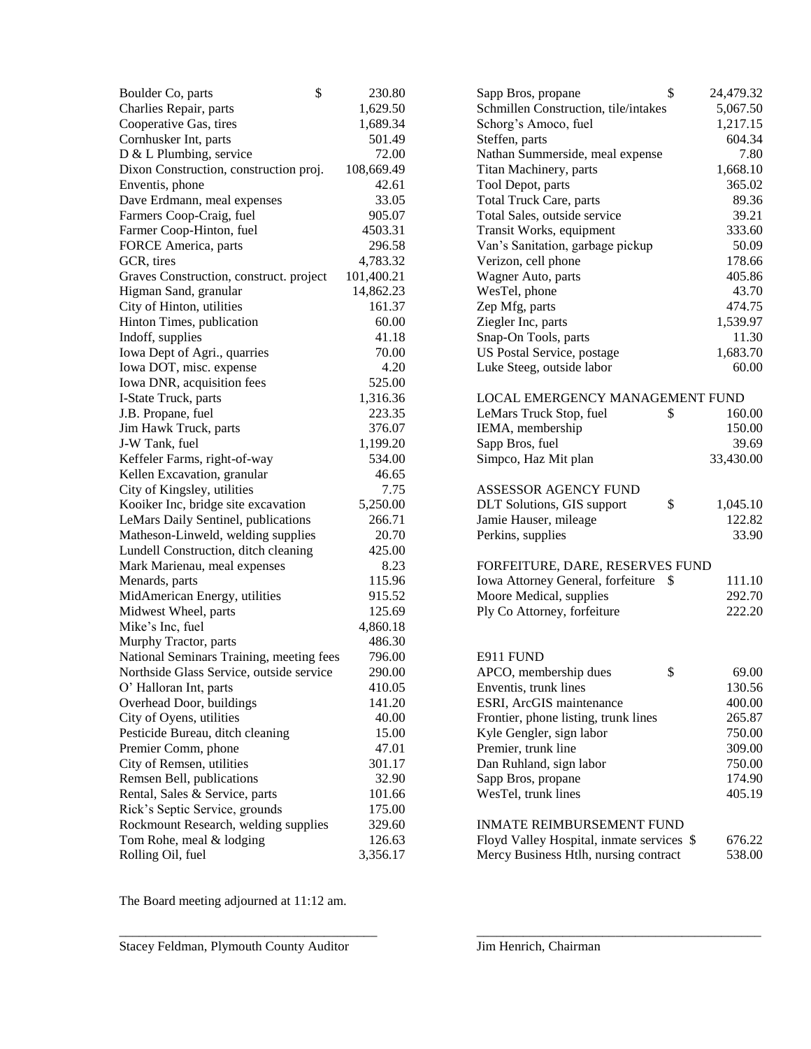| | |
|---|---|
| Boulder Co, parts | $ 230.80 |
| Charlies Repair, parts | 1,629.50 |
| Cooperative Gas, tires | 1,689.34 |
| Cornhusker Int, parts | 501.49 |
| D & L Plumbing, service | 72.00 |
| Dixon Construction, construction proj. | 108,669.49 |
| Enventis, phone | 42.61 |
| Dave Erdmann, meal expenses | 33.05 |
| Farmers Coop-Craig, fuel | 905.07 |
| Farmer Coop-Hinton, fuel | 4503.31 |
| FORCE America, parts | 296.58 |
| GCR, tires | 4,783.32 |
| Graves Construction, construct. project | 101,400.21 |
| Higman Sand, granular | 14,862.23 |
| City of Hinton, utilities | 161.37 |
| Hinton Times, publication | 60.00 |
| Indoff, supplies | 41.18 |
| Iowa Dept of Agri., quarries | 70.00 |
| Iowa DOT, misc. expense | 4.20 |
| Iowa DNR, acquisition fees | 525.00 |
| I-State Truck, parts | 1,316.36 |
| J.B. Propane, fuel | 223.35 |
| Jim Hawk Truck, parts | 376.07 |
| J-W Tank, fuel | 1,199.20 |
| Keffeler Farms, right-of-way | 534.00 |
| Kellen Excavation, granular | 46.65 |
| City of Kingsley, utilities | 7.75 |
| Kooiker Inc, bridge site excavation | 5,250.00 |
| LeMars Daily Sentinel, publications | 266.71 |
| Matheson-Linweld, welding supplies | 20.70 |
| Lundell Construction, ditch cleaning | 425.00 |
| Mark Marienau, meal expenses | 8.23 |
| Menards, parts | 115.96 |
| MidAmerican Energy, utilities | 915.52 |
| Midwest Wheel, parts | 125.69 |
| Mike's Inc, fuel | 4,860.18 |
| Murphy Tractor, parts | 486.30 |
| National Seminars Training, meeting fees | 796.00 |
| Northside Glass Service, outside service | 290.00 |
| O' Halloran Int, parts | 410.05 |
| Overhead Door, buildings | 141.20 |
| City of Oyens, utilities | 40.00 |
| Pesticide Bureau, ditch cleaning | 15.00 |
| Premier Comm, phone | 47.01 |
| City of Remsen, utilities | 301.17 |
| Remsen Bell, publications | 32.90 |
| Rental, Sales & Service, parts | 101.66 |
| Rick's Septic Service, grounds | 175.00 |
| Rockmount Research, welding supplies | 329.60 |
| Tom Rohe, meal & lodging | 126.63 |
| Rolling Oil, fuel | 3,356.17 |
| Sapp Bros, propane | $ 24,479.32 |
| Schmillen Construction, tile/intakes | 5,067.50 |
| Schorg's Amoco, fuel | 1,217.15 |
| Steffen, parts | 604.34 |
| Nathan Summerside, meal expense | 7.80 |
| Titan Machinery, parts | 1,668.10 |
| Tool Depot, parts | 365.02 |
| Total Truck Care, parts | 89.36 |
| Total Sales, outside service | 39.21 |
| Transit Works, equipment | 333.60 |
| Van's Sanitation, garbage pickup | 50.09 |
| Verizon, cell phone | 178.66 |
| Wagner Auto, parts | 405.86 |
| WesTel, phone | 43.70 |
| Zep Mfg, parts | 474.75 |
| Ziegler Inc, parts | 1,539.97 |
| Snap-On Tools, parts | 11.30 |
| US Postal Service, postage | 1,683.70 |
| Luke Steeg, outside labor | 60.00 |

LOCAL EMERGENCY MANAGEMENT FUND

| | |
|---|---|
| LeMars Truck Stop, fuel | $ 160.00 |
| IEMA, membership | 150.00 |
| Sapp Bros, fuel | 39.69 |
| Simpco, Haz Mit plan | 33,430.00 |

ASSESSOR AGENCY FUND

| | |
|---|---|
| DLT Solutions, GIS support | $ 1,045.10 |
| Jamie Hauser, mileage | 122.82 |
| Perkins, supplies | 33.90 |

FORFEITURE, DARE, RESERVES FUND

| | |
|---|---|
| Iowa Attorney General, forfeiture | $ 111.10 |
| Moore Medical, supplies | 292.70 |
| Ply Co Attorney, forfeiture | 222.20 |

E911 FUND

| | |
|---|---|
| APCO, membership dues | $ 69.00 |
| Enventis, trunk lines | 130.56 |
| ESRI, ArcGIS maintenance | 400.00 |
| Frontier, phone listing, trunk lines | 265.87 |
| Kyle Gengler, sign labor | 750.00 |
| Premier, trunk line | 309.00 |
| Dan Ruhland, sign labor | 750.00 |
| Sapp Bros, propane | 174.90 |
| WesTel, trunk lines | 405.19 |

INMATE REIMBURSEMENT FUND

| | |
|---|---|
| Floyd Valley Hospital, inmate services | $ 676.22 |
| Mercy Business Htlh, nursing contract | 538.00 |

The Board meeting adjourned at 11:12 am.

______________________________________
Stacey Feldman, Plymouth County Auditor

______________________________________
Jim Henrich, Chairman